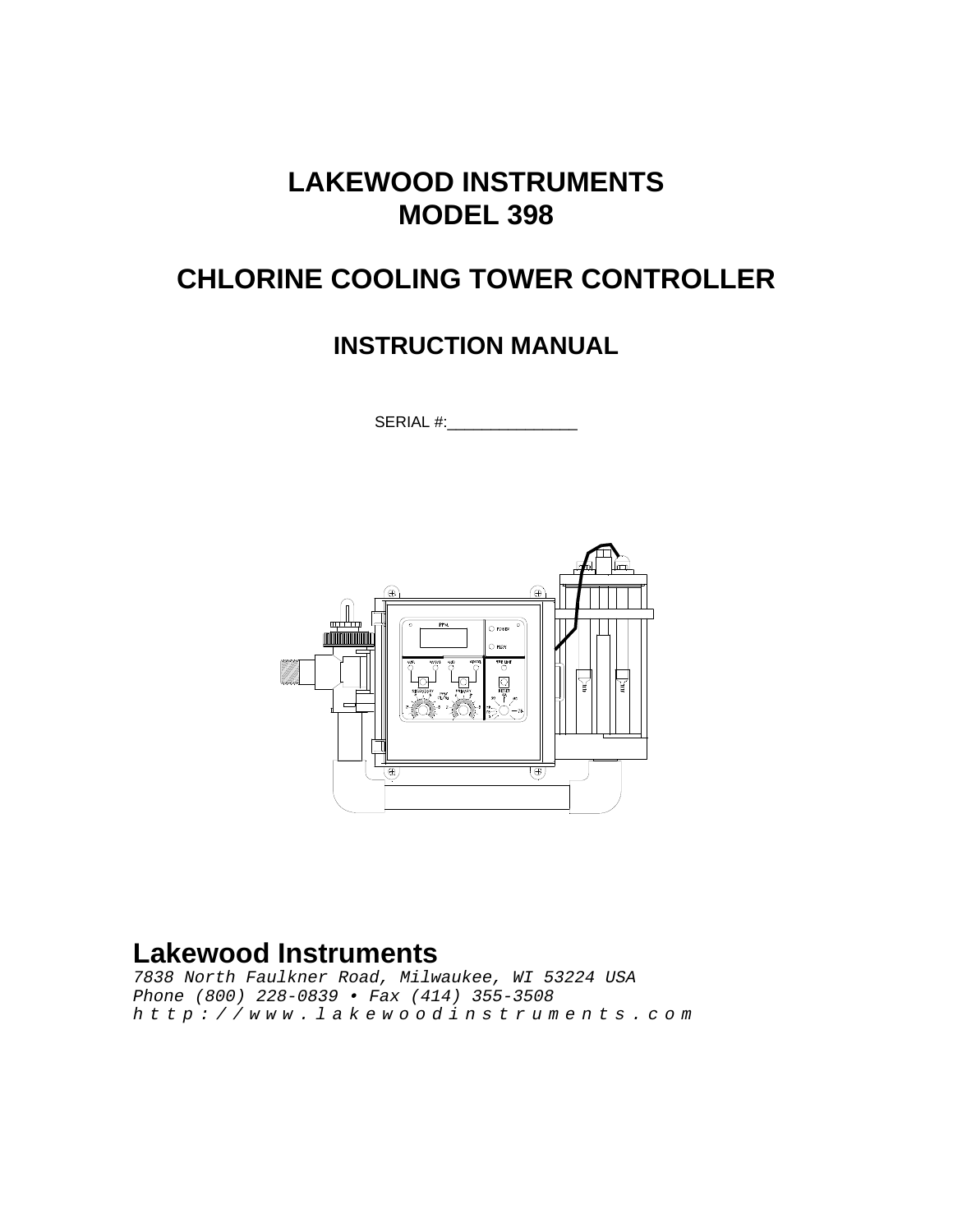# LAKEWOOD INSTRUMENTS
# MODEL 398

# CHLORINE COOLING TOWER CONTROLLER

## INSTRUCTION MANUAL

SERIAL #:_______________

**Lakewood Instruments**

*7838 North Faulkner Road, Milwaukee, WI 53224 USA*
*Phone (800) 228-0839 • Fax (414) 355-3508*
*http://www.lakewoodinstruments.com*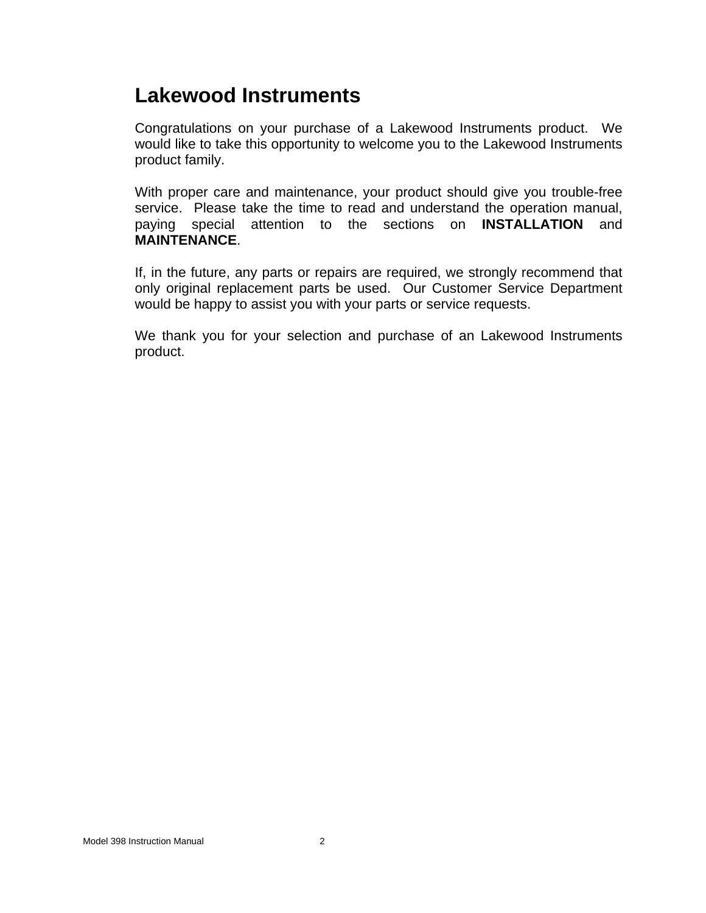# Lakewood Instruments

Congratulations on your purchase of a Lakewood Instruments product. We would like to take this opportunity to welcome you to the Lakewood Instruments product family.

With proper care and maintenance, your product should give you trouble-free service. Please take the time to read and understand the operation manual, paying special attention to the sections on **INSTALLATION** and **MAINTENANCE**.

If, in the future, any parts or repairs are required, we strongly recommend that only original replacement parts be used. Our Customer Service Department would be happy to assist you with your parts or service requests.

We thank you for your selection and purchase of an Lakewood Instruments product.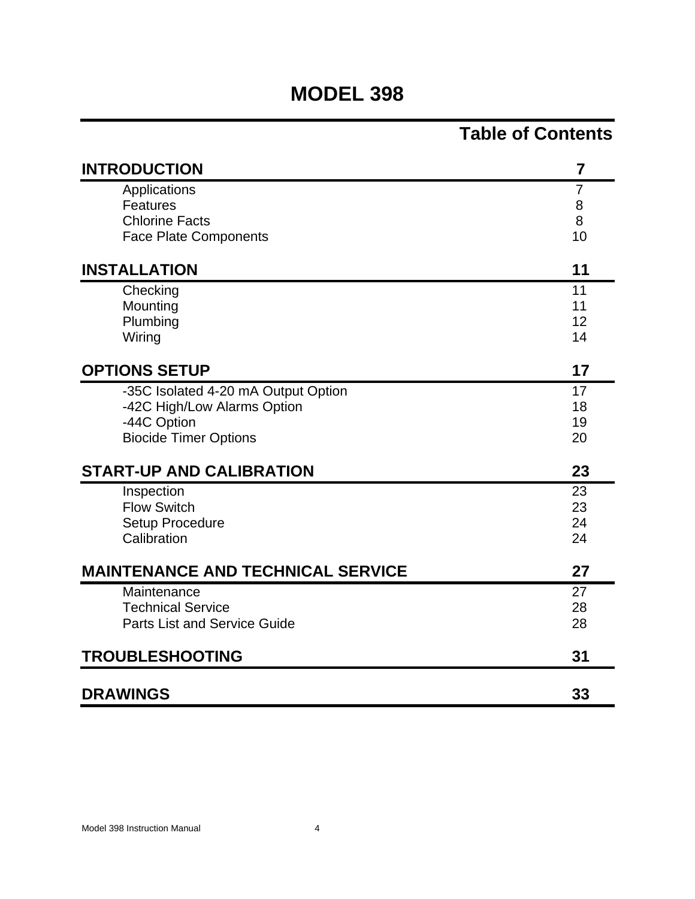# MODEL 398

## Table of Contents

| | |
|---|---|
| **INTRODUCTION** | **7** |
| Applications | 7 |
| Features | 8 |
| Chlorine Facts | 8 |
| Face Plate Components | 10 |
| **INSTALLATION** | **11** |
| Checking | 11 |
| Mounting | 11 |
| Plumbing | 12 |
| Wiring | 14 |
| **OPTIONS SETUP** | **17** |
| -35C Isolated 4-20 mA Output Option | 17 |
| -42C High/Low Alarms Option | 18 |
| -44C Option | 19 |
| Biocide Timer Options | 20 |
| **START-UP AND CALIBRATION** | **23** |
| Inspection | 23 |
| Flow Switch | 23 |
| Setup Procedure | 24 |
| Calibration | 24 |
| **MAINTENANCE AND TECHNICAL SERVICE** | **27** |
| Maintenance | 27 |
| Technical Service | 28 |
| Parts List and Service Guide | 28 |
| **TROUBLESHOOTING** | **31** |
| **DRAWINGS** | **33** |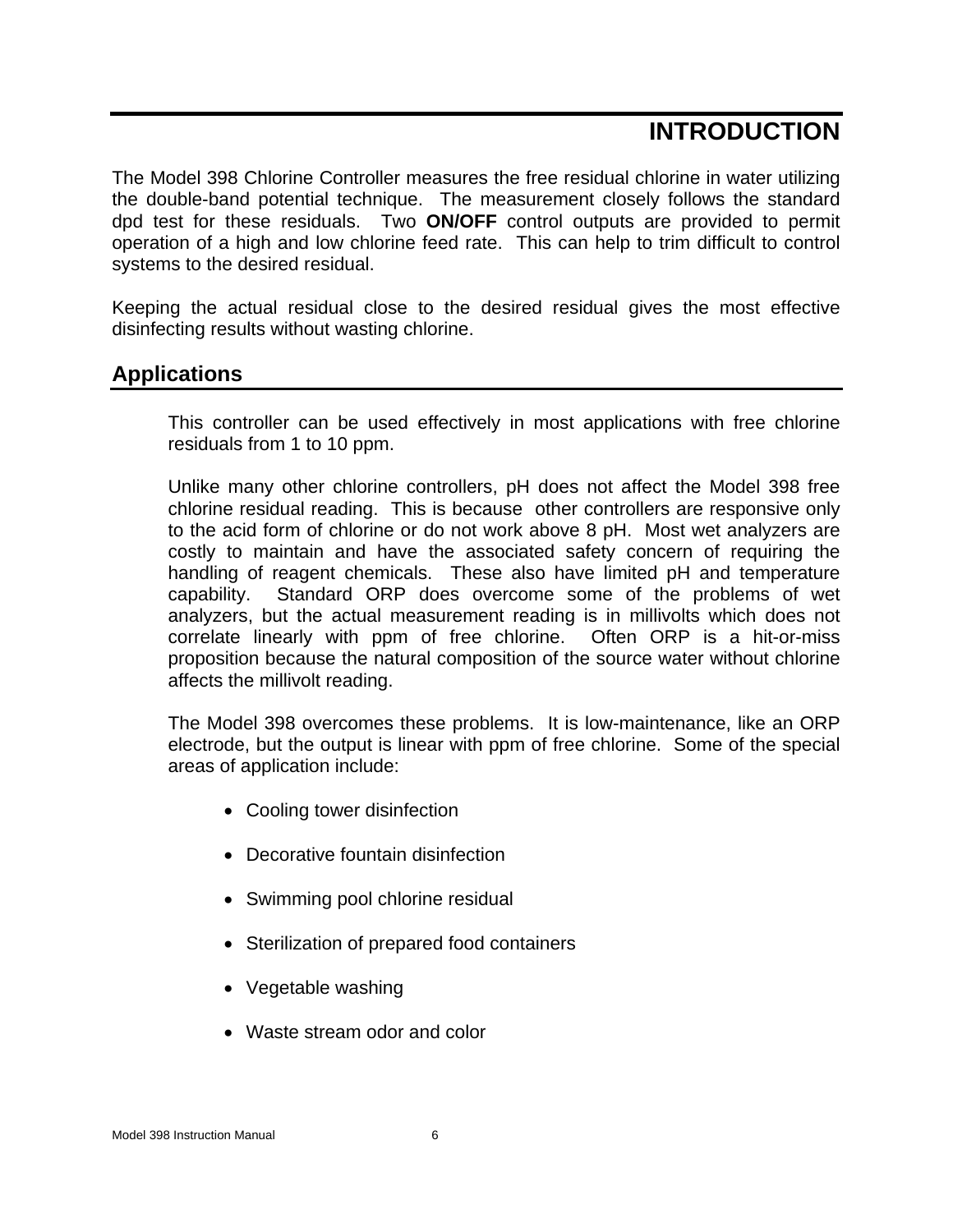# INTRODUCTION

The Model 398 Chlorine Controller measures the free residual chlorine in water utilizing the double-band potential technique. The measurement closely follows the standard dpd test for these residuals. Two **ON/OFF** control outputs are provided to permit operation of a high and low chlorine feed rate. This can help to trim difficult to control systems to the desired residual.

Keeping the actual residual close to the desired residual gives the most effective disinfecting results without wasting chlorine.

## Applications

This controller can be used effectively in most applications with free chlorine residuals from 1 to 10 ppm.

Unlike many other chlorine controllers, pH does not affect the Model 398 free chlorine residual reading. This is because other controllers are responsive only to the acid form of chlorine or do not work above 8 pH. Most wet analyzers are costly to maintain and have the associated safety concern of requiring the handling of reagent chemicals. These also have limited pH and temperature capability. Standard ORP does overcome some of the problems of wet analyzers, but the actual measurement reading is in millivolts which does not correlate linearly with ppm of free chlorine. Often ORP is a hit-or-miss proposition because the natural composition of the source water without chlorine affects the millivolt reading.

The Model 398 overcomes these problems. It is low-maintenance, like an ORP electrode, but the output is linear with ppm of free chlorine. Some of the special areas of application include:

- Cooling tower disinfection
- Decorative fountain disinfection
- Swimming pool chlorine residual
- Sterilization of prepared food containers
- Vegetable washing
- Waste stream odor and color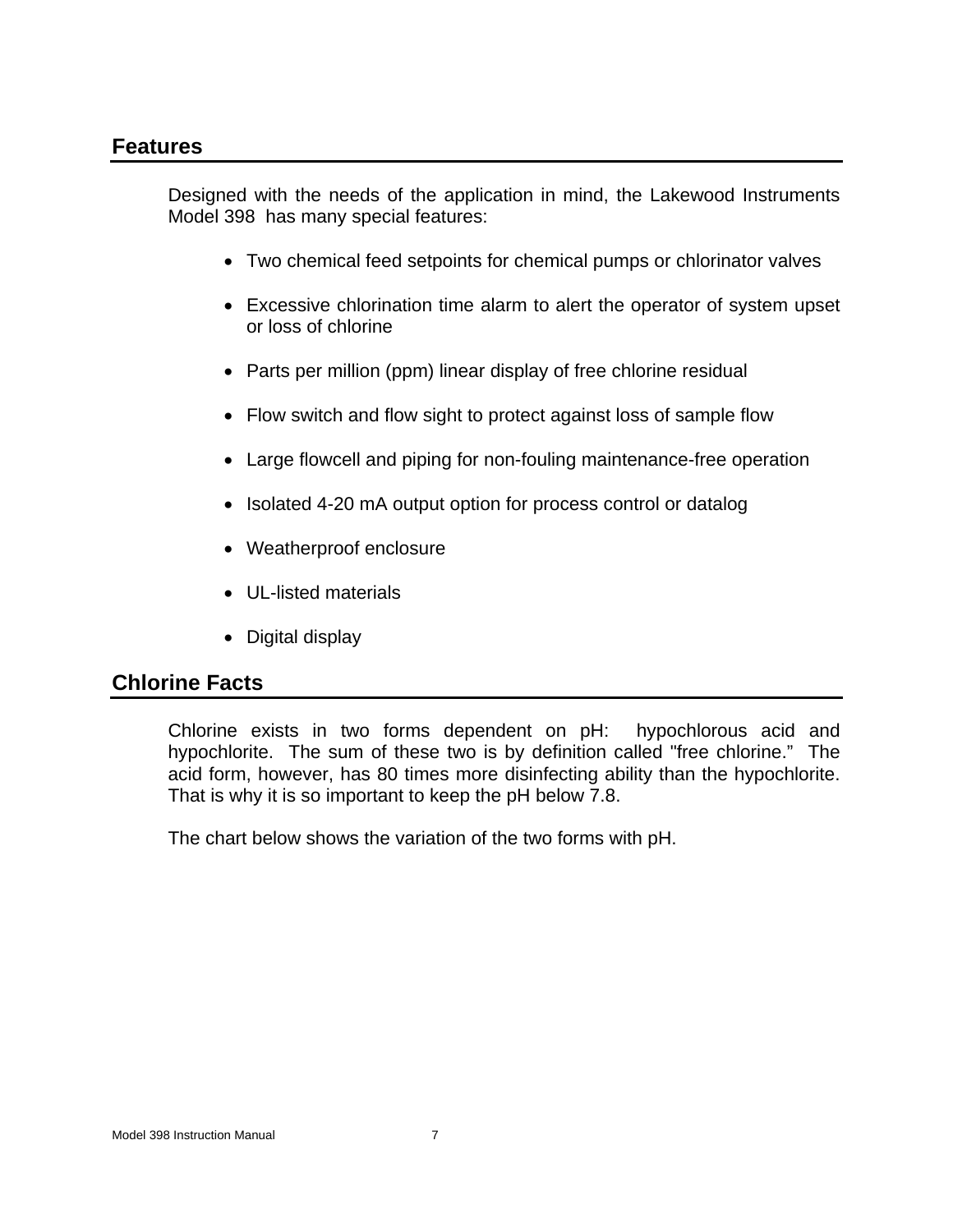## Features

Designed with the needs of the application in mind, the Lakewood Instruments Model 398 has many special features:

- Two chemical feed setpoints for chemical pumps or chlorinator valves
- Excessive chlorination time alarm to alert the operator of system upset or loss of chlorine
- Parts per million (ppm) linear display of free chlorine residual
- Flow switch and flow sight to protect against loss of sample flow
- Large flowcell and piping for non-fouling maintenance-free operation
- Isolated 4-20 mA output option for process control or datalog
- Weatherproof enclosure
- UL-listed materials
- Digital display

## Chlorine Facts

Chlorine exists in two forms dependent on pH: hypochlorous acid and hypochlorite. The sum of these two is by definition called "free chlorine." The acid form, however, has 80 times more disinfecting ability than the hypochlorite. That is why it is so important to keep the pH below 7.8.

The chart below shows the variation of the two forms with pH.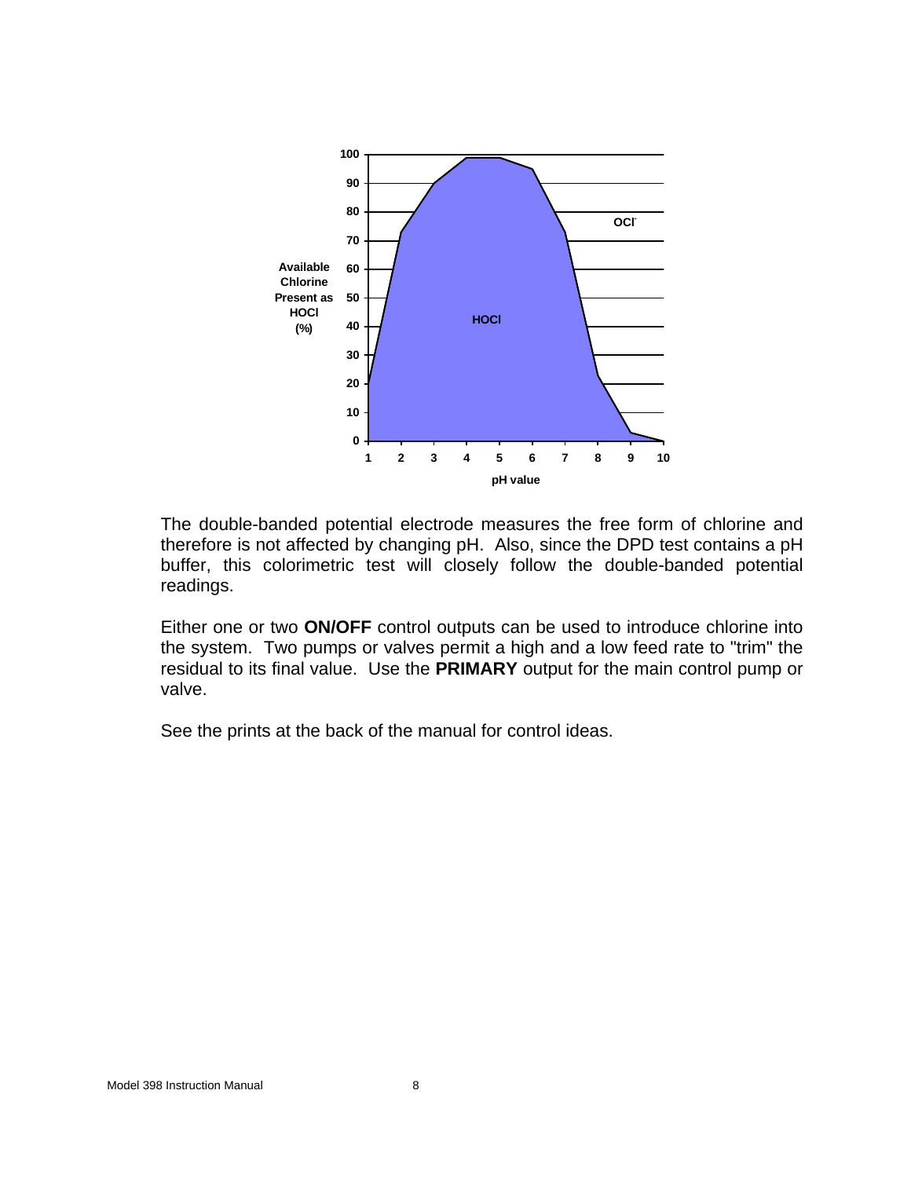The double-banded potential electrode measures the free form of chlorine and therefore is not affected by changing pH. Also, since the DPD test contains a pH buffer, this colorimetric test will closely follow the double-banded potential readings.

Either one or two **ON/OFF** control outputs can be used to introduce chlorine into the system. Two pumps or valves permit a high and a low feed rate to "trim" the residual to its final value. Use the **PRIMARY** output for the main control pump or valve.

See the prints at the back of the manual for control ideas.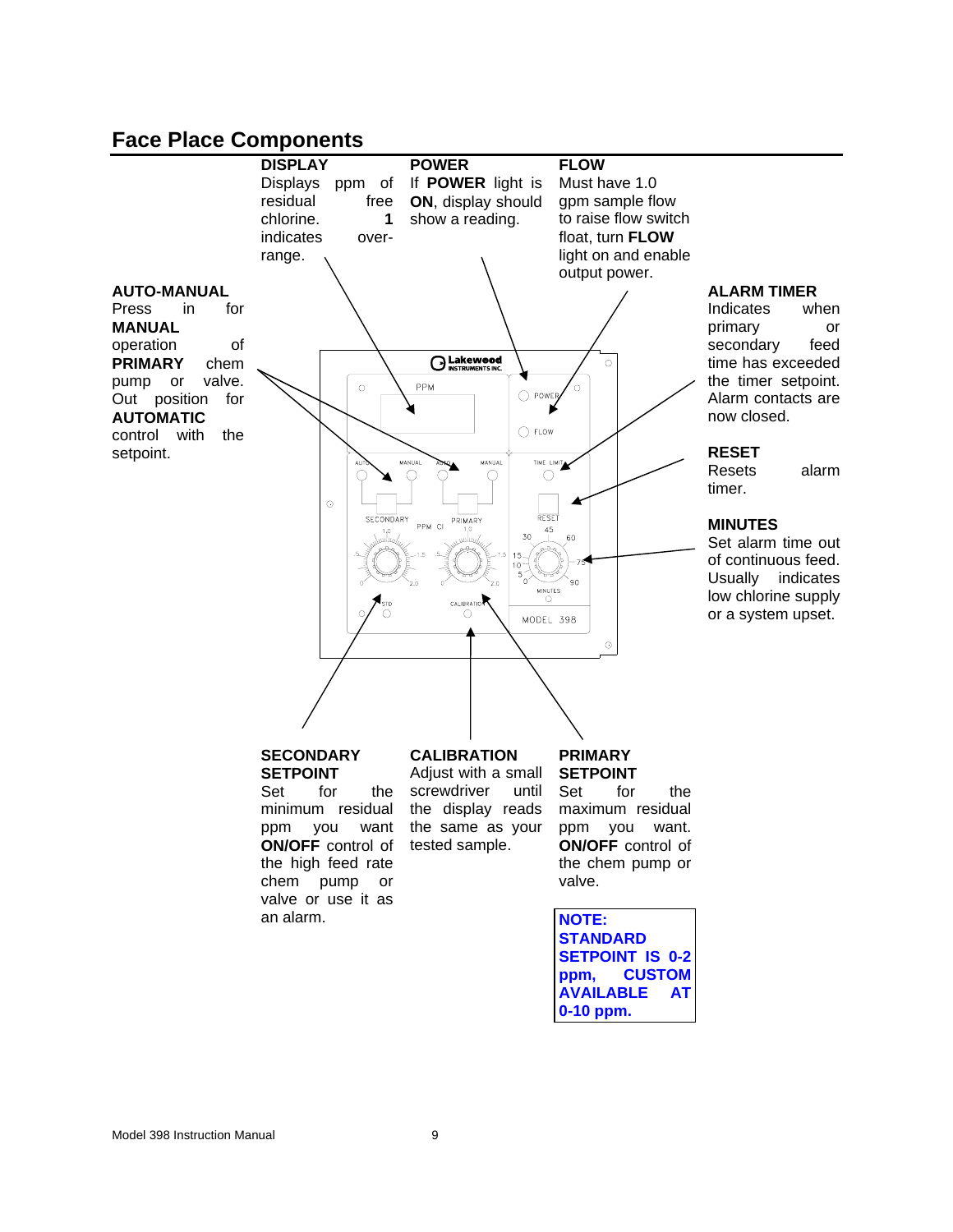## Face Place Components

**DISPLAY**
Displays ppm of residual free chlorine. **1** indicates over-range.

**POWER**
If **POWER** light is **ON**, display should show a reading.

**FLOW**
Must have 1.0 gpm sample flow to raise flow switch float, turn **FLOW** light on and enable output power.

**AUTO-MANUAL**
Press in for **MANUAL** operation of **PRIMARY** chem pump or valve. Out position for **AUTOMATIC** control with the setpoint.

**ALARM TIMER**
Indicates when primary or secondary feed time has exceeded the timer setpoint. Alarm contacts are now closed.

**RESET**
Resets alarm timer.

**MINUTES**
Set alarm time out of continuous feed. Usually indicates low chlorine supply or a system upset.

**SECONDARY SETPOINT**
Set for the minimum residual ppm you want **ON/OFF** control of the high feed rate chem pump or valve or use it as an alarm.

**CALIBRATION**
Adjust with a small screwdriver until the display reads the same as your tested sample.

**PRIMARY SETPOINT**
Set for the maximum residual ppm you want. **ON/OFF** control of the chem pump or valve.

**NOTE: STANDARD SETPOINT IS 0-2 ppm, CUSTOM AVAILABLE AT 0-10 ppm.**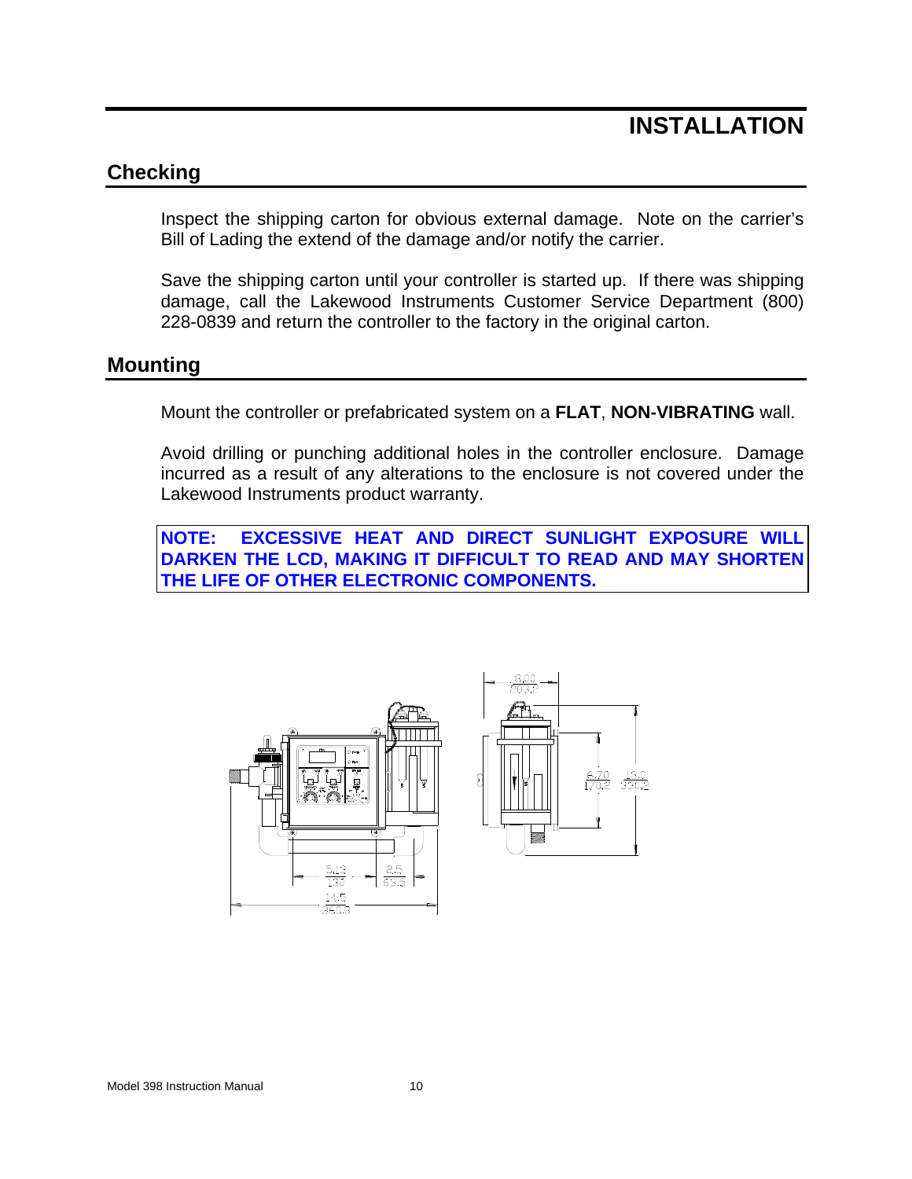# INSTALLATION

## Checking

Inspect the shipping carton for obvious external damage. Note on the carrier's Bill of Lading the extend of the damage and/or notify the carrier.

Save the shipping carton until your controller is started up. If there was shipping damage, call the Lakewood Instruments Customer Service Department (800) 228-0839 and return the controller to the factory in the original carton.

## Mounting

Mount the controller or prefabricated system on a **FLAT**, **NON-VIBRATING** wall.

Avoid drilling or punching additional holes in the controller enclosure. Damage incurred as a result of any alterations to the enclosure is not covered under the Lakewood Instruments product warranty.

**NOTE: EXCESSIVE HEAT AND DIRECT SUNLIGHT EXPOSURE WILL DARKEN THE LCD, MAKING IT DIFFICULT TO READ AND MAY SHORTEN THE LIFE OF OTHER ELECTRONIC COMPONENTS.**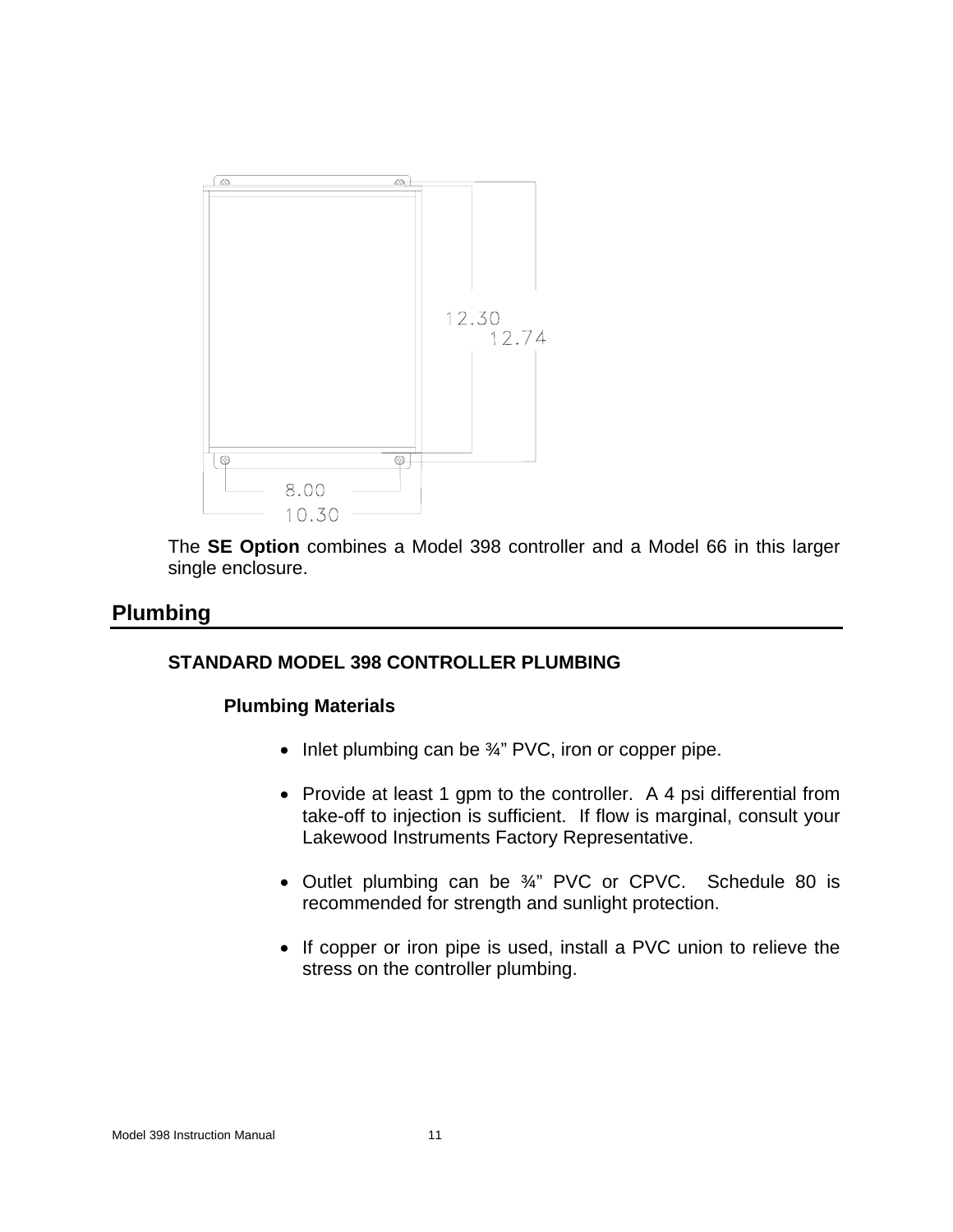12.30
12.74

8.00
10.30

The **SE Option** combines a Model 398 controller and a Model 66 in this larger single enclosure.

## Plumbing

### STANDARD MODEL 398 CONTROLLER PLUMBING

#### Plumbing Materials

- Inlet plumbing can be ¾" PVC, iron or copper pipe.
- Provide at least 1 gpm to the controller. A 4 psi differential from take-off to injection is sufficient. If flow is marginal, consult your Lakewood Instruments Factory Representative.
- Outlet plumbing can be ¾" PVC or CPVC. Schedule 80 is recommended for strength and sunlight protection.
- If copper or iron pipe is used, install a PVC union to relieve the stress on the controller plumbing.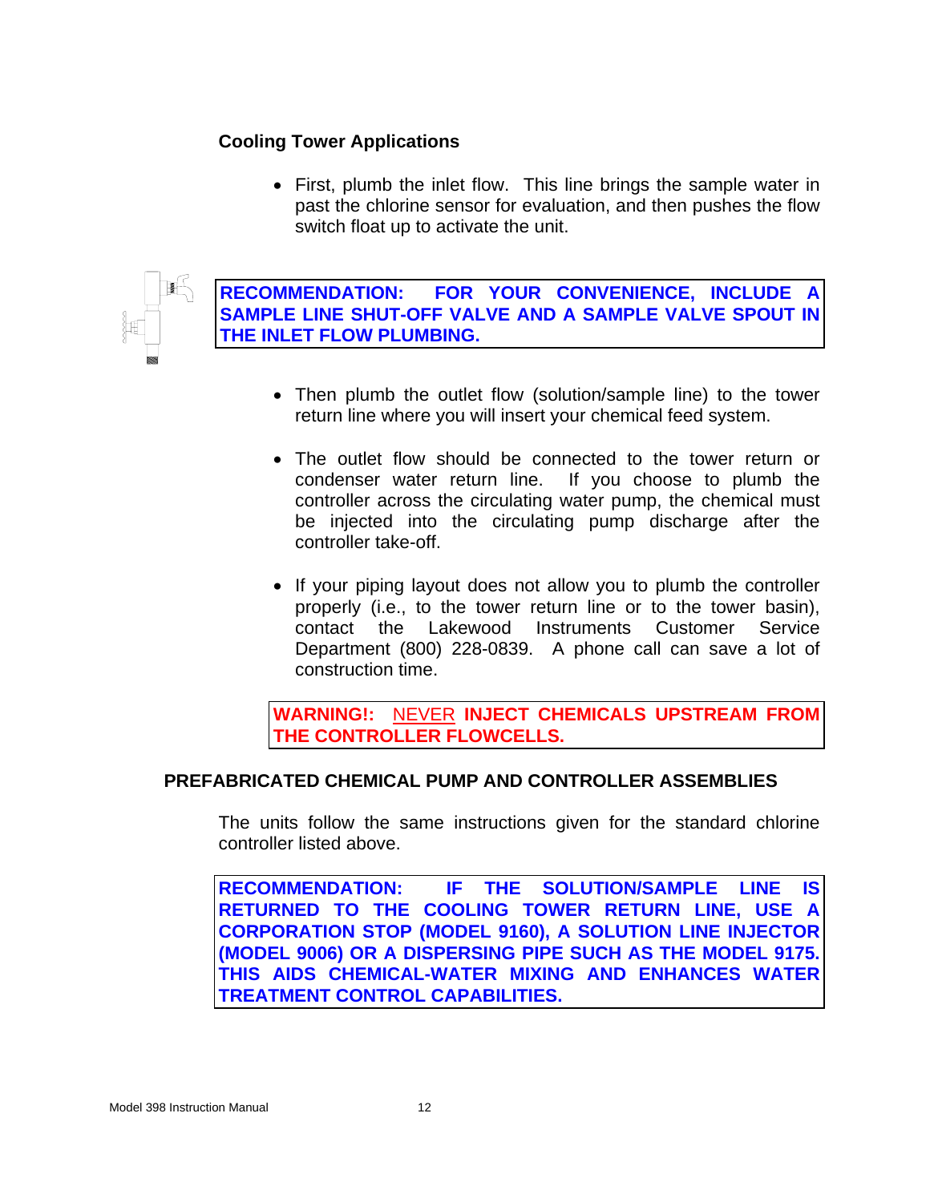### Cooling Tower Applications

- First, plumb the inlet flow. This line brings the sample water in past the chlorine sensor for evaluation, and then pushes the flow switch float up to activate the unit.

**RECOMMENDATION: FOR YOUR CONVENIENCE, INCLUDE A SAMPLE LINE SHUT-OFF VALVE AND A SAMPLE VALVE SPOUT IN THE INLET FLOW PLUMBING.**

- Then plumb the outlet flow (solution/sample line) to the tower return line where you will insert your chemical feed system.

- The outlet flow should be connected to the tower return or condenser water return line. If you choose to plumb the controller across the circulating water pump, the chemical must be injected into the circulating pump discharge after the controller take-off.

- If your piping layout does not allow you to plumb the controller properly (i.e., to the tower return line or to the tower basin), contact the Lakewood Instruments Customer Service Department (800) 228-0839. A phone call can save a lot of construction time.

**WARNING!: NEVER INJECT CHEMICALS UPSTREAM FROM THE CONTROLLER FLOWCELLS.**

## PREFABRICATED CHEMICAL PUMP AND CONTROLLER ASSEMBLIES

The units follow the same instructions given for the standard chlorine controller listed above.

**RECOMMENDATION: IF THE SOLUTION/SAMPLE LINE IS RETURNED TO THE COOLING TOWER RETURN LINE, USE A CORPORATION STOP (MODEL 9160), A SOLUTION LINE INJECTOR (MODEL 9006) OR A DISPERSING PIPE SUCH AS THE MODEL 9175. THIS AIDS CHEMICAL-WATER MIXING AND ENHANCES WATER TREATMENT CONTROL CAPABILITIES.**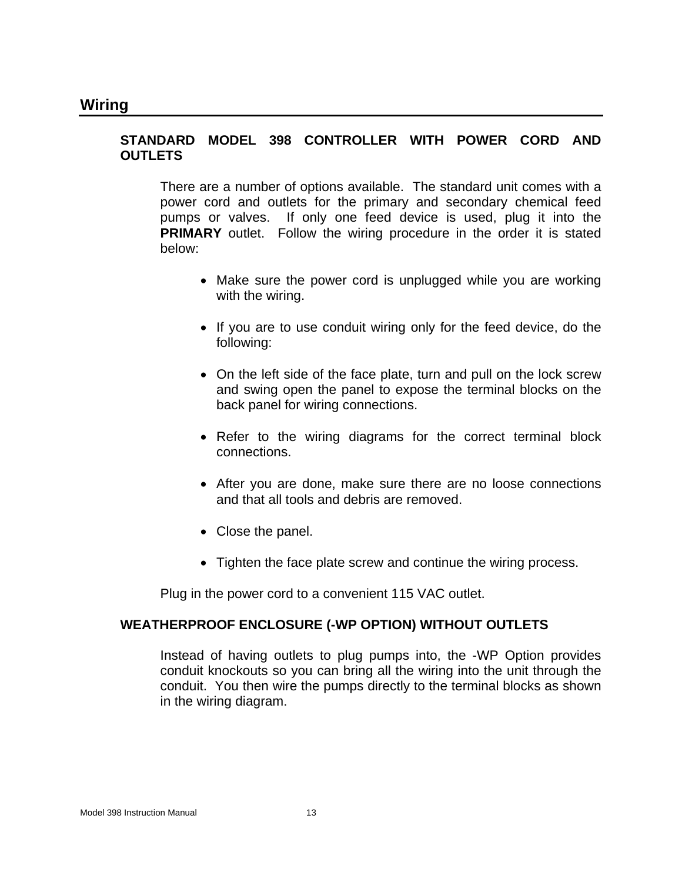## Wiring

### STANDARD MODEL 398 CONTROLLER WITH POWER CORD AND OUTLETS

There are a number of options available. The standard unit comes with a power cord and outlets for the primary and secondary chemical feed pumps or valves. If only one feed device is used, plug it into the **PRIMARY** outlet. Follow the wiring procedure in the order it is stated below:

- Make sure the power cord is unplugged while you are working with the wiring.
- If you are to use conduit wiring only for the feed device, do the following:
- On the left side of the face plate, turn and pull on the lock screw and swing open the panel to expose the terminal blocks on the back panel for wiring connections.
- Refer to the wiring diagrams for the correct terminal block connections.
- After you are done, make sure there are no loose connections and that all tools and debris are removed.
- Close the panel.
- Tighten the face plate screw and continue the wiring process.

Plug in the power cord to a convenient 115 VAC outlet.

### WEATHERPROOF ENCLOSURE (-WP OPTION) WITHOUT OUTLETS

Instead of having outlets to plug pumps into, the -WP Option provides conduit knockouts so you can bring all the wiring into the unit through the conduit. You then wire the pumps directly to the terminal blocks as shown in the wiring diagram.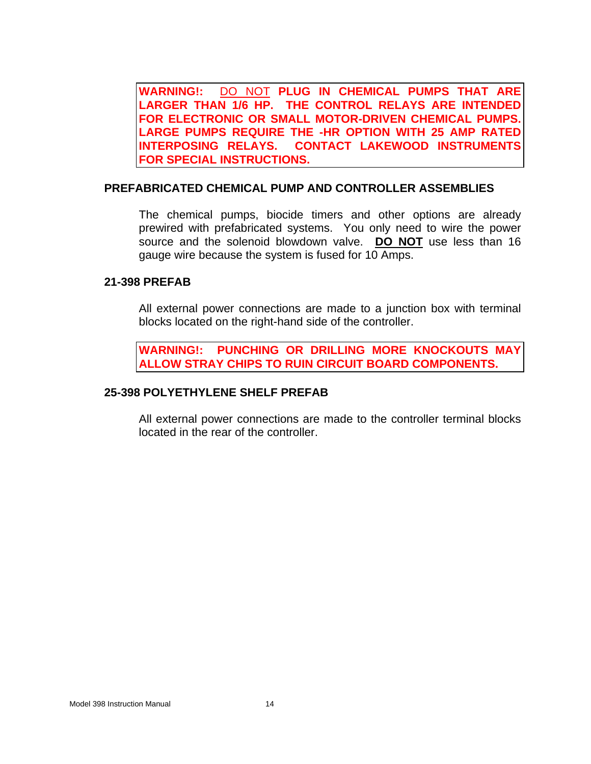**WARNING!: DO NOT PLUG IN CHEMICAL PUMPS THAT ARE LARGER THAN 1/6 HP. THE CONTROL RELAYS ARE INTENDED FOR ELECTRONIC OR SMALL MOTOR-DRIVEN CHEMICAL PUMPS. LARGE PUMPS REQUIRE THE -HR OPTION WITH 25 AMP RATED INTERPOSING RELAYS. CONTACT LAKEWOOD INSTRUMENTS FOR SPECIAL INSTRUCTIONS.**

## PREFABRICATED CHEMICAL PUMP AND CONTROLLER ASSEMBLIES

The chemical pumps, biocide timers and other options are already prewired with prefabricated systems. You only need to wire the power source and the solenoid blowdown valve. **DO NOT** use less than 16 gauge wire because the system is fused for 10 Amps.

## 21-398 PREFAB

All external power connections are made to a junction box with terminal blocks located on the right-hand side of the controller.

**WARNING!: PUNCHING OR DRILLING MORE KNOCKOUTS MAY ALLOW STRAY CHIPS TO RUIN CIRCUIT BOARD COMPONENTS.**

## 25-398 POLYETHYLENE SHELF PREFAB

All external power connections are made to the controller terminal blocks located in the rear of the controller.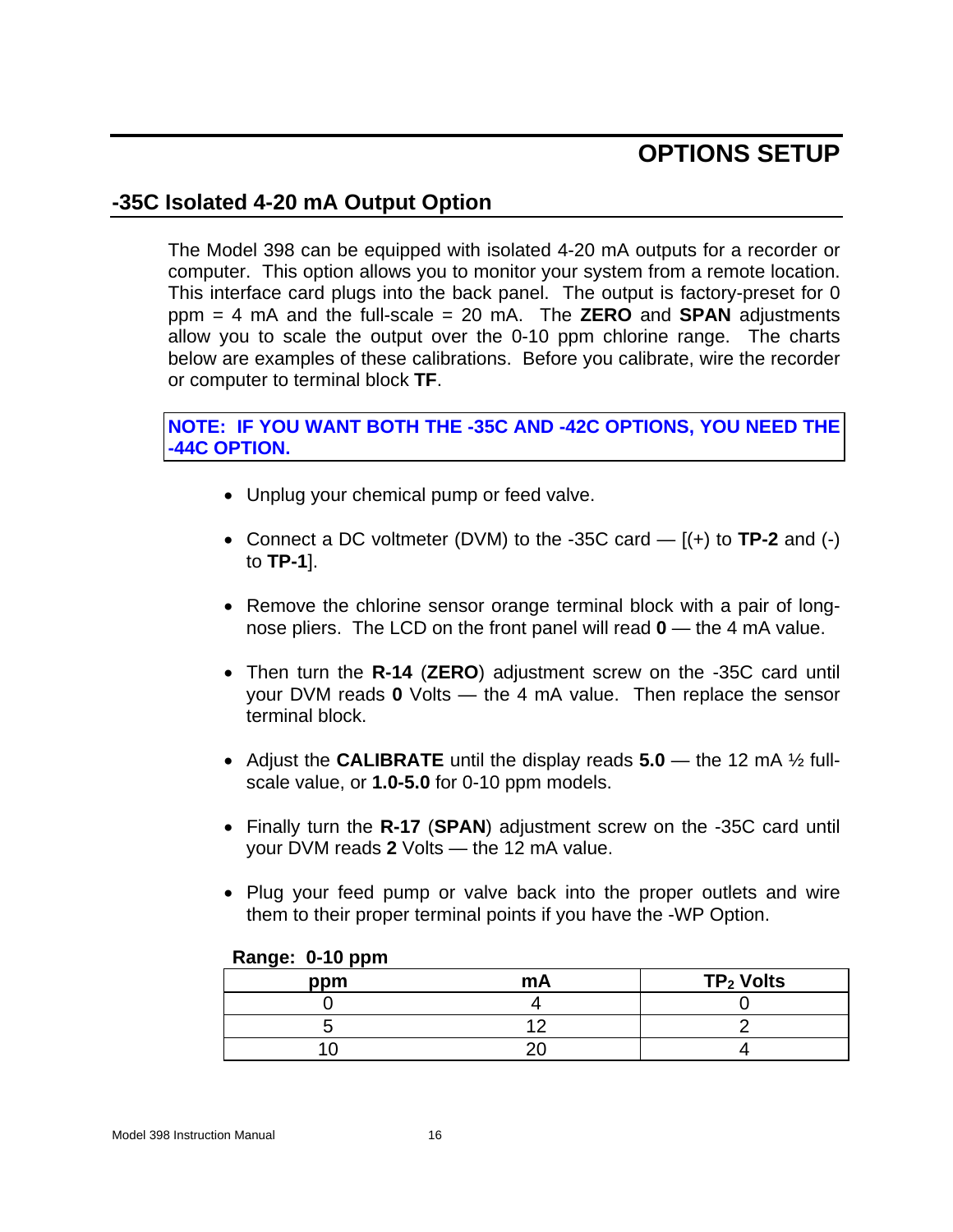# OPTIONS SETUP

## -35C Isolated 4-20 mA Output Option

The Model 398 can be equipped with isolated 4-20 mA outputs for a recorder or computer. This option allows you to monitor your system from a remote location. This interface card plugs into the back panel. The output is factory-preset for 0 ppm = 4 mA and the full-scale = 20 mA. The **ZERO** and **SPAN** adjustments allow you to scale the output over the 0-10 ppm chlorine range. The charts below are examples of these calibrations. Before you calibrate, wire the recorder or computer to terminal block **TF**.

**NOTE: IF YOU WANT BOTH THE -35C AND -42C OPTIONS, YOU NEED THE -44C OPTION.**

- Unplug your chemical pump or feed valve.
- Connect a DC voltmeter (DVM) to the -35C card — [(+) to **TP-2** and (-) to **TP-1**].
- Remove the chlorine sensor orange terminal block with a pair of long-nose pliers. The LCD on the front panel will read **0** — the 4 mA value.
- Then turn the **R-14** (**ZERO**) adjustment screw on the -35C card until your DVM reads **0** Volts — the 4 mA value. Then replace the sensor terminal block.
- Adjust the **CALIBRATE** until the display reads **5.0** — the 12 mA ½ full-scale value, or **1.0-5.0** for 0-10 ppm models.
- Finally turn the **R-17** (**SPAN**) adjustment screw on the -35C card until your DVM reads **2** Volts — the 12 mA value.
- Plug your feed pump or valve back into the proper outlets and wire them to their proper terminal points if you have the -WP Option.

**Range: 0-10 ppm**

| ppm | mA | $TP_2$ Volts |
|---|---|---|
| 0 | 4 | 0 |
| 5 | 12 | 2 |
| 10 | 20 | 4 |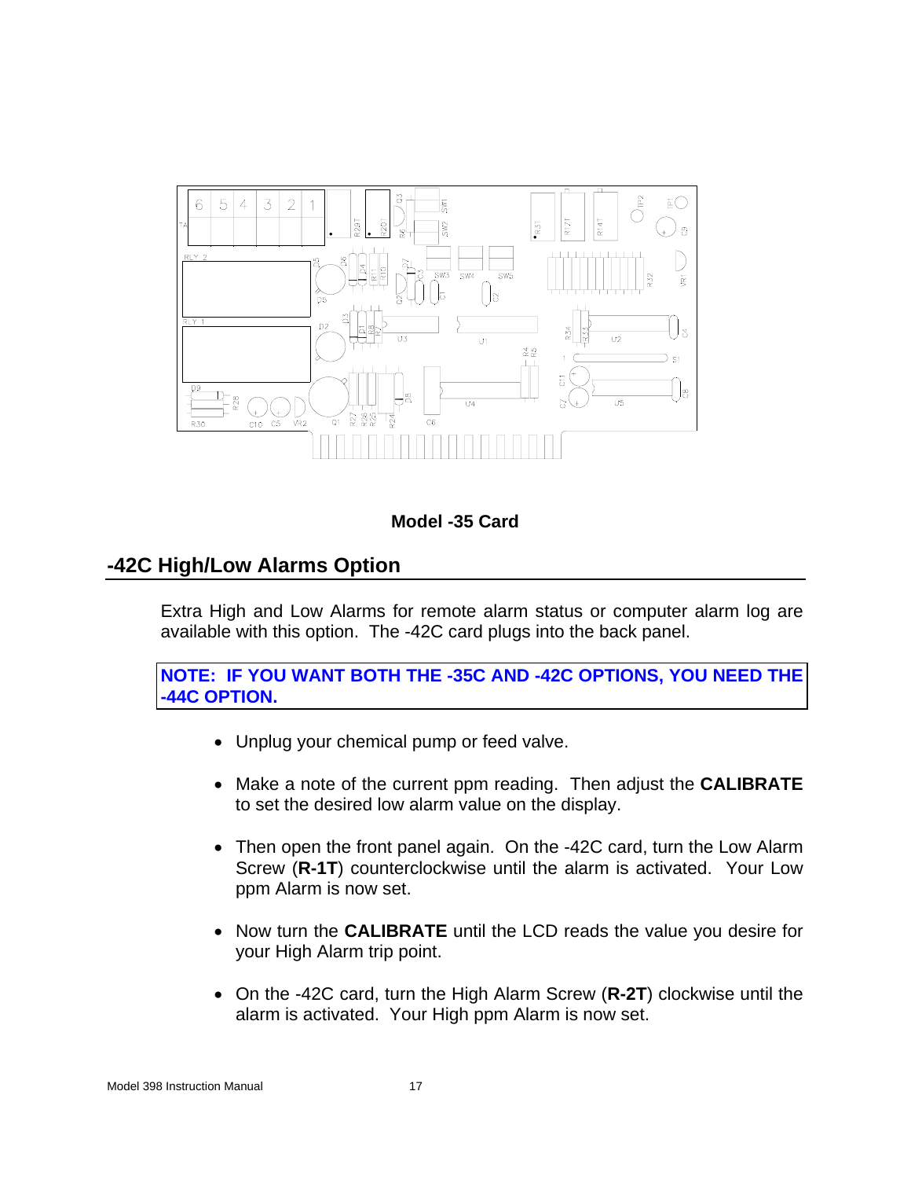**Model -35 Card**

## -42C High/Low Alarms Option

Extra High and Low Alarms for remote alarm status or computer alarm log are available with this option. The -42C card plugs into the back panel.

**NOTE: IF YOU WANT BOTH THE -35C AND -42C OPTIONS, YOU NEED THE -44C OPTION.**

- Unplug your chemical pump or feed valve.
- Make a note of the current ppm reading. Then adjust the **CALIBRATE** to set the desired low alarm value on the display.
- Then open the front panel again. On the -42C card, turn the Low Alarm Screw (**R-1T**) counterclockwise until the alarm is activated. Your Low ppm Alarm is now set.
- Now turn the **CALIBRATE** until the LCD reads the value you desire for your High Alarm trip point.
- On the -42C card, turn the High Alarm Screw (**R-2T**) clockwise until the alarm is activated. Your High ppm Alarm is now set.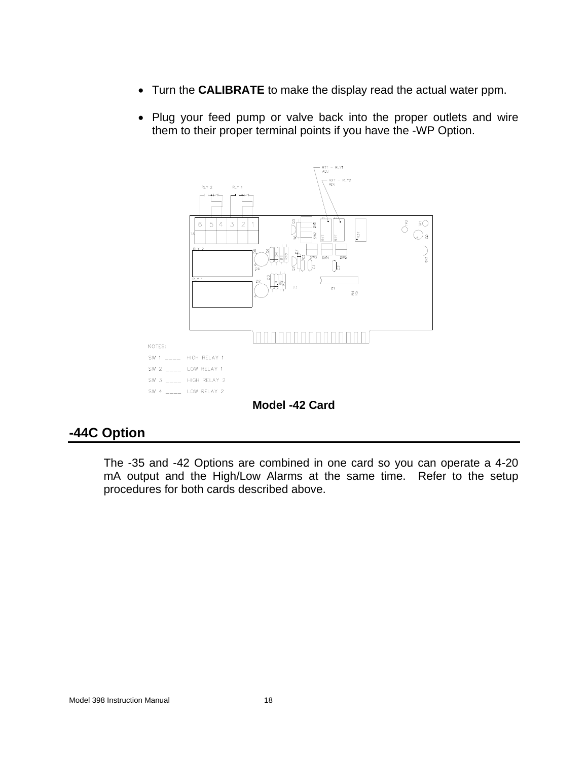- Turn the **CALIBRATE** to make the display read the actual water ppm.

- Plug your feed pump or valve back into the proper outlets and wire them to their proper terminal points if you have the -WP Option.

NOTES:

SW 1 ____ HIGH RELAY 1

SW 2 ____ LOW RELAY 1

SW 3 ____ HIGH RELAY 2

SW 4 ____ LOW RELAY 2

**Model -42 Card**

## -44C Option

The -35 and -42 Options are combined in one card so you can operate a 4-20 mA output and the High/Low Alarms at the same time. Refer to the setup procedures for both cards described above.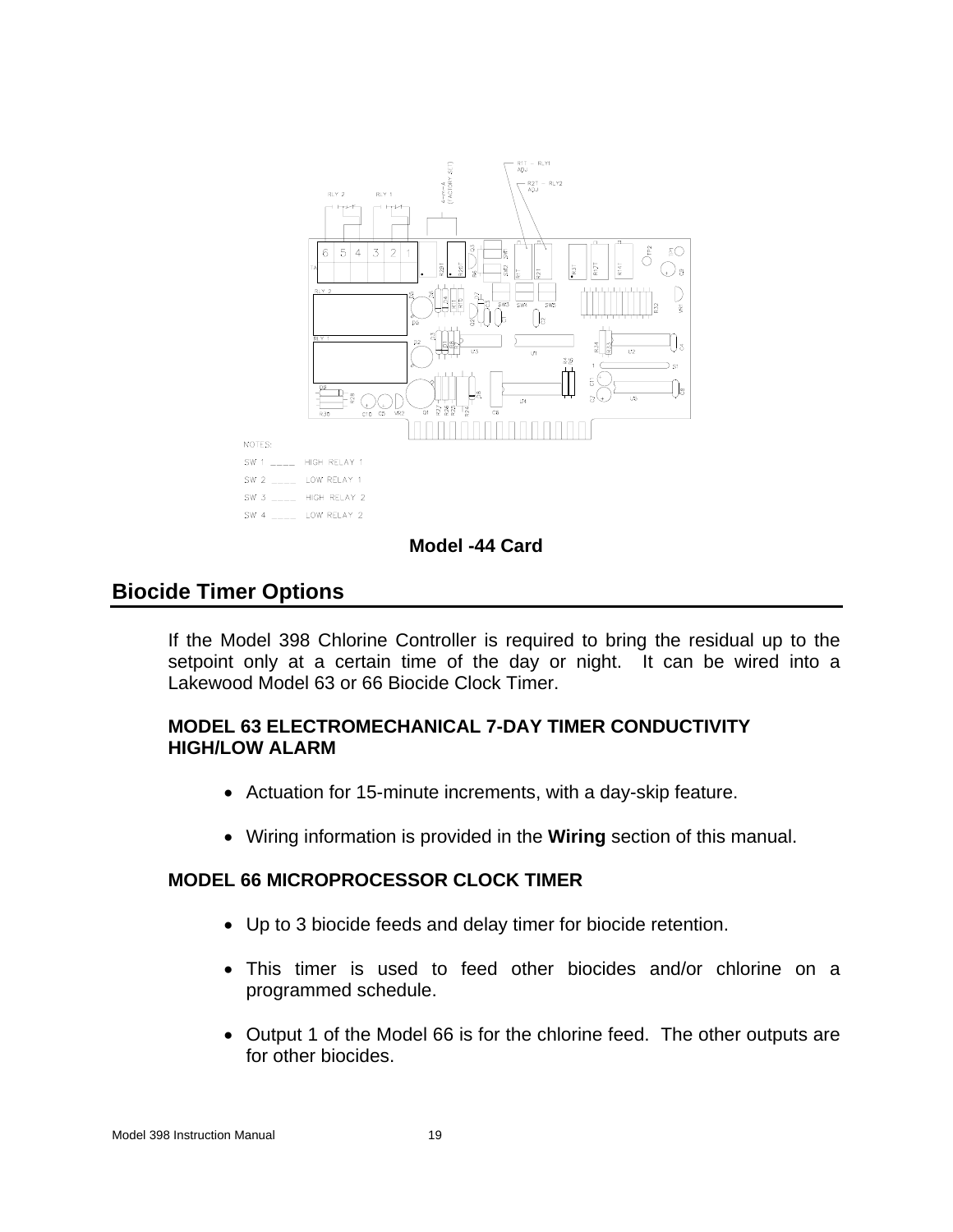NOTES:

SW 1 ____ HIGH RELAY 1

SW 2 ____ LOW RELAY 1

SW 3 ____ HIGH RELAY 2

SW 4 ____ LOW RELAY 2

**Model -44 Card**

## Biocide Timer Options

If the Model 398 Chlorine Controller is required to bring the residual up to the setpoint only at a certain time of the day or night. It can be wired into a Lakewood Model 63 or 66 Biocide Clock Timer.

**MODEL 63 ELECTROMECHANICAL 7-DAY TIMER CONDUCTIVITY HIGH/LOW ALARM**

- Actuation for 15-minute increments, with a day-skip feature.
- Wiring information is provided in the **Wiring** section of this manual.

**MODEL 66 MICROPROCESSOR CLOCK TIMER**

- Up to 3 biocide feeds and delay timer for biocide retention.
- This timer is used to feed other biocides and/or chlorine on a programmed schedule.
- Output 1 of the Model 66 is for the chlorine feed. The other outputs are for other biocides.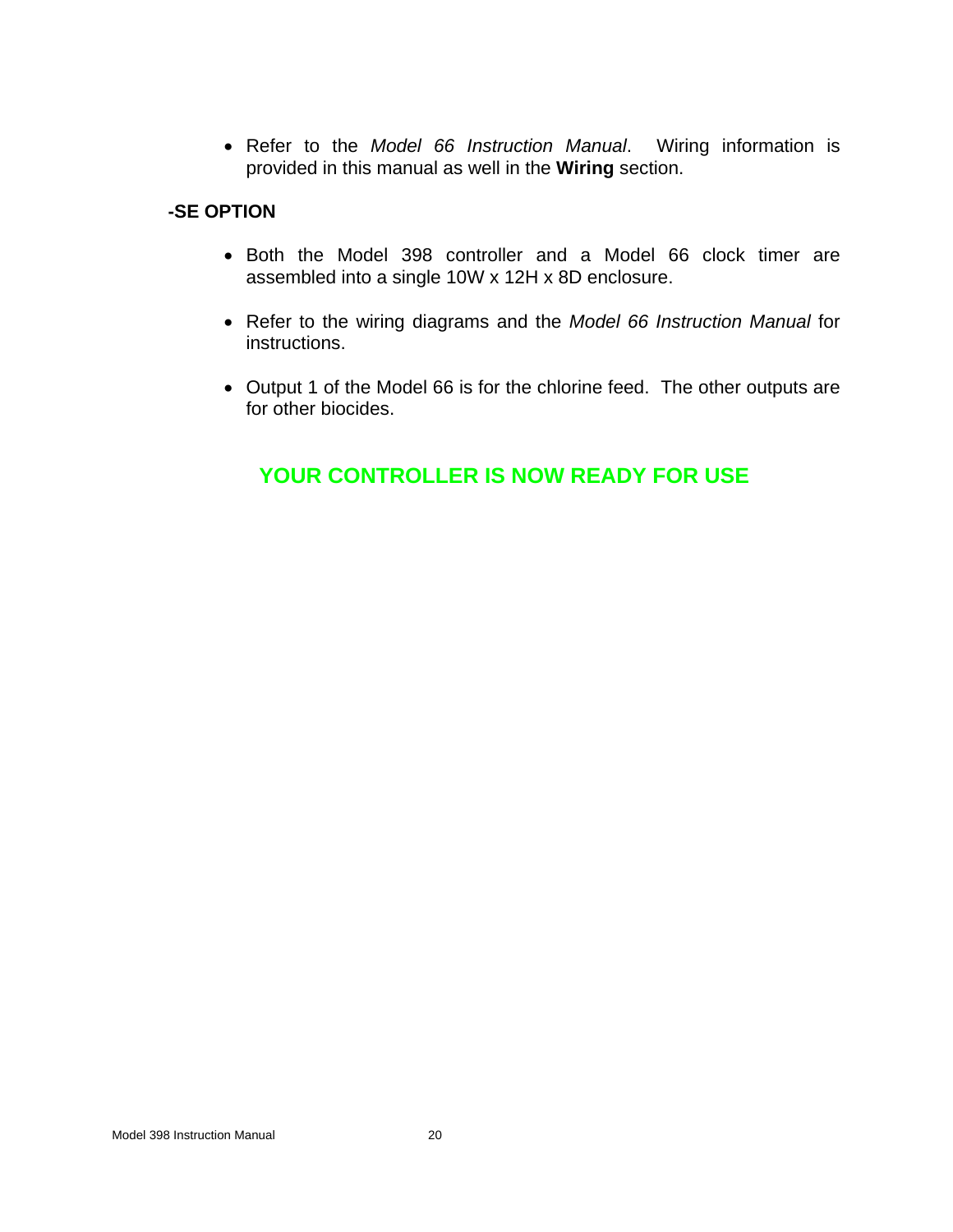- Refer to the *Model 66 Instruction Manual*. Wiring information is provided in this manual as well in the **Wiring** section.

**-SE OPTION**

- Both the Model 398 controller and a Model 66 clock timer are assembled into a single 10W x 12H x 8D enclosure.

- Refer to the wiring diagrams and the *Model 66 Instruction Manual* for instructions.

- Output 1 of the Model 66 is for the chlorine feed. The other outputs are for other biocides.

**YOUR CONTROLLER IS NOW READY FOR USE**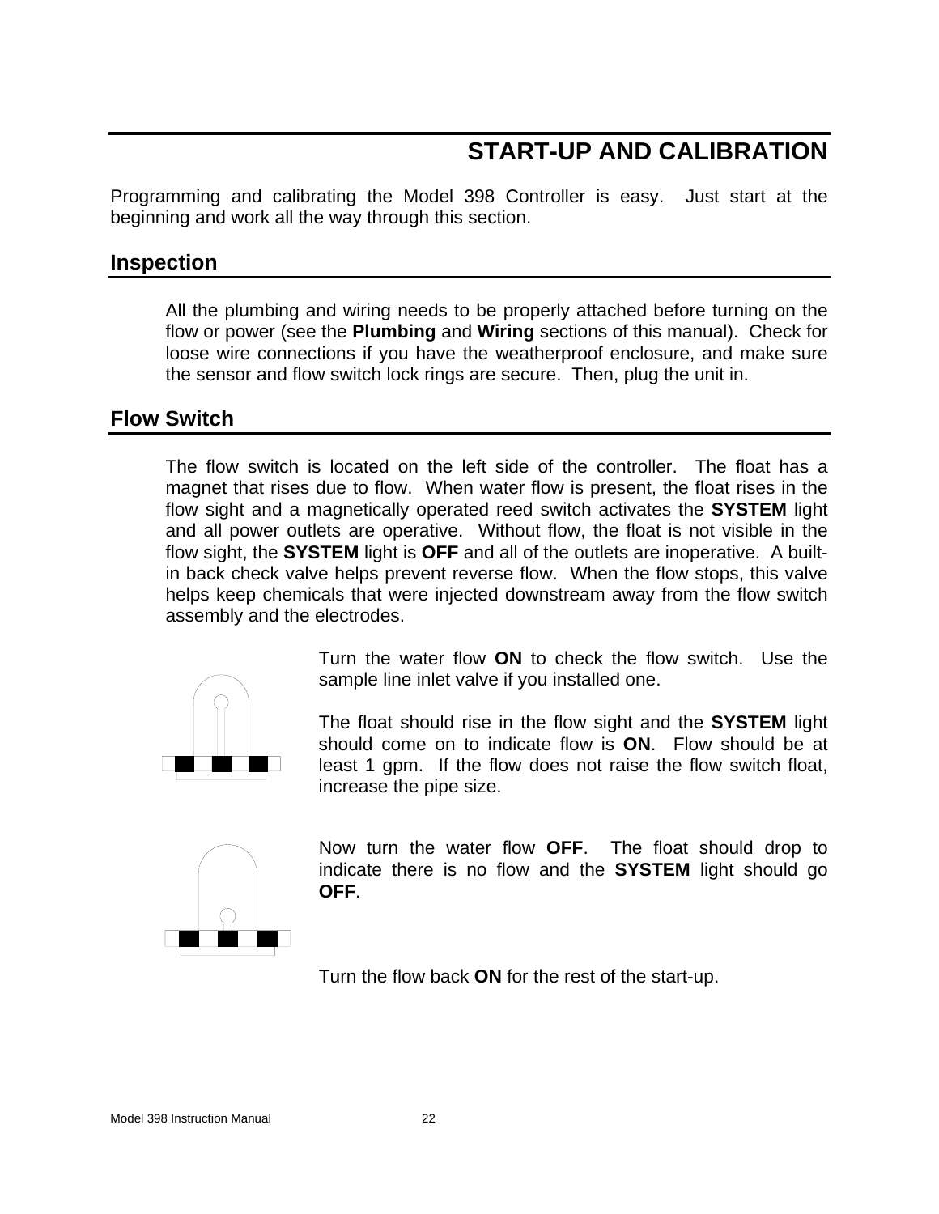# START-UP AND CALIBRATION

Programming and calibrating the Model 398 Controller is easy. Just start at the beginning and work all the way through this section.

## Inspection

All the plumbing and wiring needs to be properly attached before turning on the flow or power (see the **Plumbing** and **Wiring** sections of this manual). Check for loose wire connections if you have the weatherproof enclosure, and make sure the sensor and flow switch lock rings are secure. Then, plug the unit in.

## Flow Switch

The flow switch is located on the left side of the controller. The float has a magnet that rises due to flow. When water flow is present, the float rises in the flow sight and a magnetically operated reed switch activates the **SYSTEM** light and all power outlets are operative. Without flow, the float is not visible in the flow sight, the **SYSTEM** light is **OFF** and all of the outlets are inoperative. A built-in back check valve helps prevent reverse flow. When the flow stops, this valve helps keep chemicals that were injected downstream away from the flow switch assembly and the electrodes.

Turn the water flow **ON** to check the flow switch. Use the sample line inlet valve if you installed one.

The float should rise in the flow sight and the **SYSTEM** light should come on to indicate flow is **ON**. Flow should be at least 1 gpm. If the flow does not raise the flow switch float, increase the pipe size.

Now turn the water flow **OFF**. The float should drop to indicate there is no flow and the **SYSTEM** light should go **OFF**.

Turn the flow back **ON** for the rest of the start-up.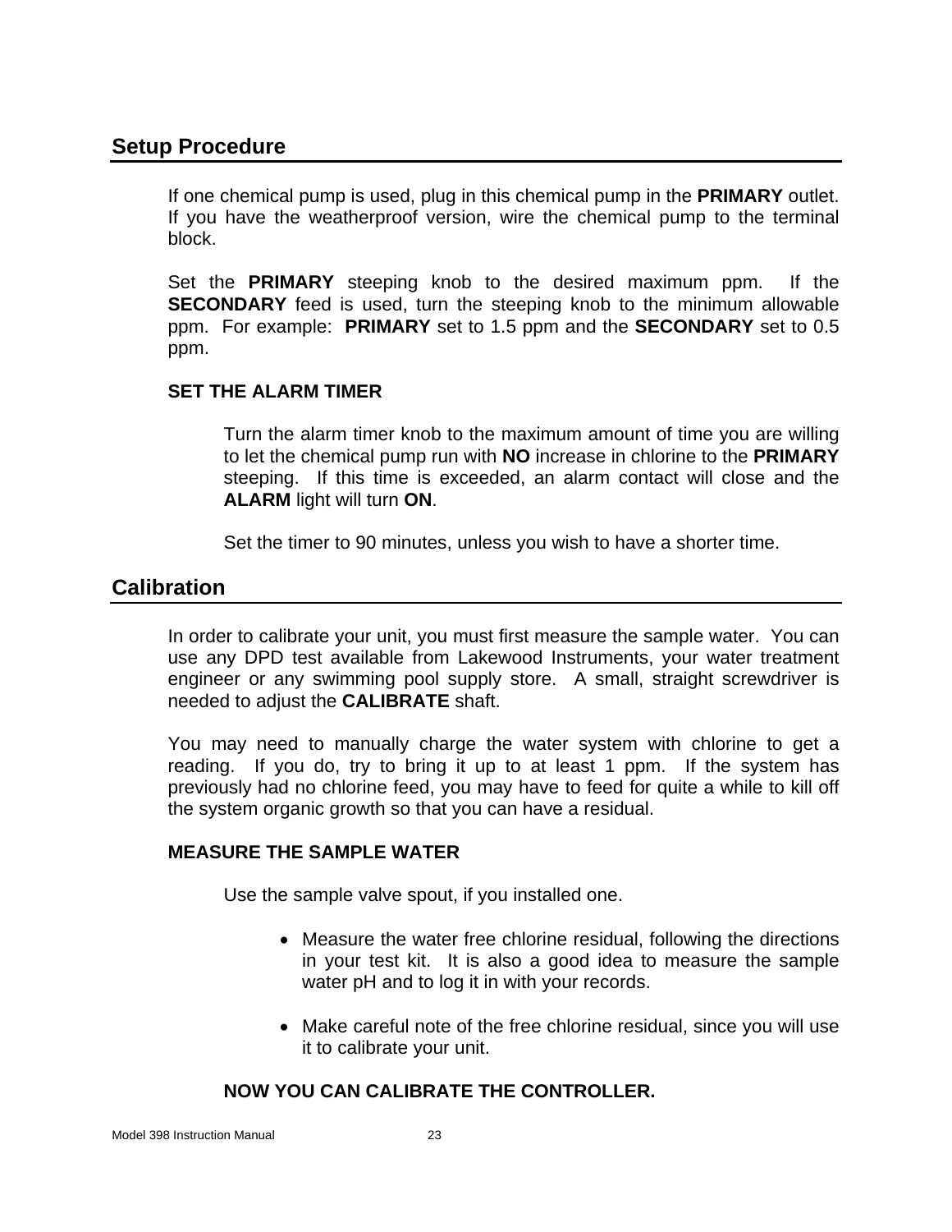## Setup Procedure

If one chemical pump is used, plug in this chemical pump in the **PRIMARY** outlet. If you have the weatherproof version, wire the chemical pump to the terminal block.

Set the **PRIMARY** steeping knob to the desired maximum ppm. If the **SECONDARY** feed is used, turn the steeping knob to the minimum allowable ppm. For example: **PRIMARY** set to 1.5 ppm and the **SECONDARY** set to 0.5 ppm.

### SET THE ALARM TIMER

Turn the alarm timer knob to the maximum amount of time you are willing to let the chemical pump run with **NO** increase in chlorine to the **PRIMARY** steeping. If this time is exceeded, an alarm contact will close and the **ALARM** light will turn **ON**.

Set the timer to 90 minutes, unless you wish to have a shorter time.

## Calibration

In order to calibrate your unit, you must first measure the sample water. You can use any DPD test available from Lakewood Instruments, your water treatment engineer or any swimming pool supply store. A small, straight screwdriver is needed to adjust the **CALIBRATE** shaft.

You may need to manually charge the water system with chlorine to get a reading. If you do, try to bring it up to at least 1 ppm. If the system has previously had no chlorine feed, you may have to feed for quite a while to kill off the system organic growth so that you can have a residual.

### MEASURE THE SAMPLE WATER

Use the sample valve spout, if you installed one.

- Measure the water free chlorine residual, following the directions in your test kit. It is also a good idea to measure the sample water pH and to log it in with your records.
- Make careful note of the free chlorine residual, since you will use it to calibrate your unit.

**NOW YOU CAN CALIBRATE THE CONTROLLER.**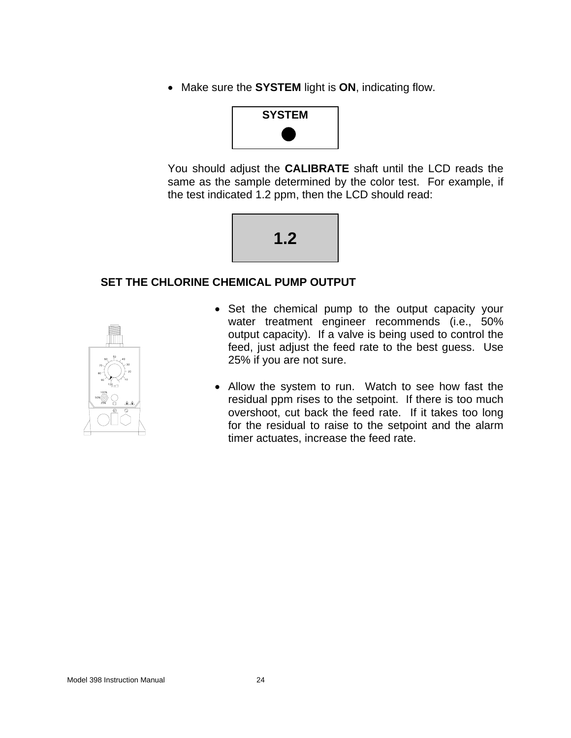- Make sure the **SYSTEM** light is **ON**, indicating flow.

**SYSTEM**

You should adjust the **CALIBRATE** shaft until the LCD reads the same as the sample determined by the color test. For example, if the test indicated 1.2 ppm, then the LCD should read:

**1.2**

## SET THE CHLORINE CHEMICAL PUMP OUTPUT

- Set the chemical pump to the output capacity your water treatment engineer recommends (i.e., 50% output capacity). If a valve is being used to control the feed, just adjust the feed rate to the best guess. Use 25% if you are not sure.

- Allow the system to run. Watch to see how fast the residual ppm rises to the setpoint. If there is too much overshoot, cut back the feed rate. If it takes too long for the residual to raise to the setpoint and the alarm timer actuates, increase the feed rate.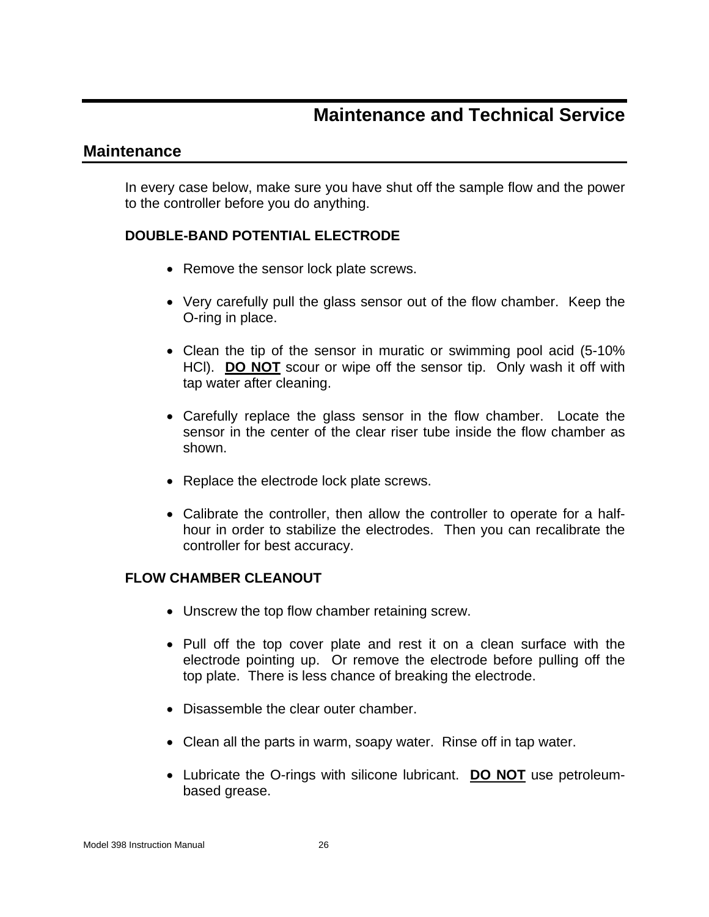# Maintenance and Technical Service

## Maintenance

In every case below, make sure you have shut off the sample flow and the power to the controller before you do anything.

**DOUBLE-BAND POTENTIAL ELECTRODE**

- Remove the sensor lock plate screws.
- Very carefully pull the glass sensor out of the flow chamber. Keep the O-ring in place.
- Clean the tip of the sensor in muratic or swimming pool acid (5-10% HCl). **DO NOT** scour or wipe off the sensor tip. Only wash it off with tap water after cleaning.
- Carefully replace the glass sensor in the flow chamber. Locate the sensor in the center of the clear riser tube inside the flow chamber as shown.
- Replace the electrode lock plate screws.
- Calibrate the controller, then allow the controller to operate for a half-hour in order to stabilize the electrodes. Then you can recalibrate the controller for best accuracy.

**FLOW CHAMBER CLEANOUT**

- Unscrew the top flow chamber retaining screw.
- Pull off the top cover plate and rest it on a clean surface with the electrode pointing up. Or remove the electrode before pulling off the top plate. There is less chance of breaking the electrode.
- Disassemble the clear outer chamber.
- Clean all the parts in warm, soapy water. Rinse off in tap water.
- Lubricate the O-rings with silicone lubricant. **DO NOT** use petroleum-based grease.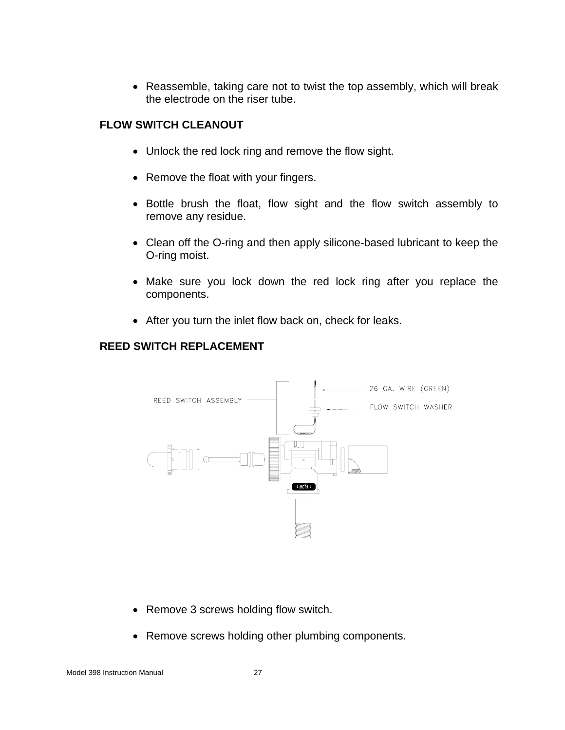- Reassemble, taking care not to twist the top assembly, which will break the electrode on the riser tube.

**FLOW SWITCH CLEANOUT**

- Unlock the red lock ring and remove the flow sight.
- Remove the float with your fingers.
- Bottle brush the float, flow sight and the flow switch assembly to remove any residue.
- Clean off the O-ring and then apply silicone-based lubricant to keep the O-ring moist.
- Make sure you lock down the red lock ring after you replace the components.
- After you turn the inlet flow back on, check for leaks.

**REED SWITCH REPLACEMENT**

REED SWITCH ASSEMBLY

26 GA. WIRE (GREEN)

FLOW SWITCH WASHER

- Remove 3 screws holding flow switch.
- Remove screws holding other plumbing components.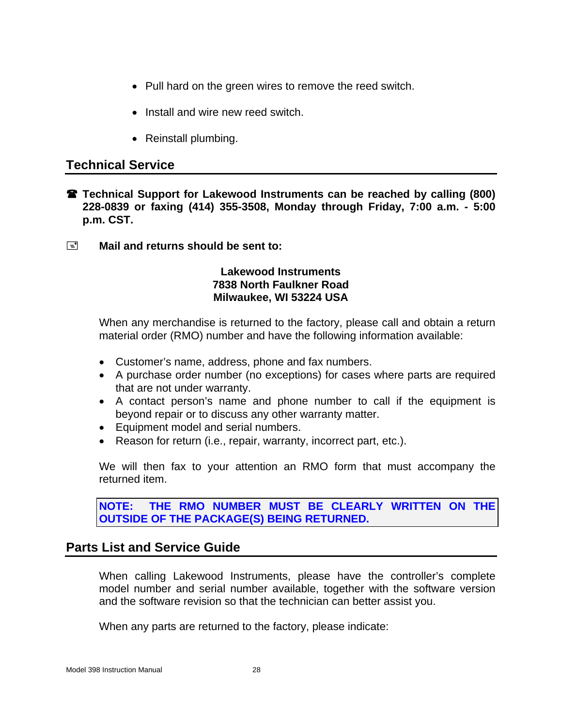- Pull hard on the green wires to remove the reed switch.
- Install and wire new reed switch.
- Reinstall plumbing.

## Technical Service

☎ **Technical Support for Lakewood Instruments can be reached by calling (800) 228-0839 or faxing (414) 355-3508, Monday through Friday, 7:00 a.m. - 5:00 p.m. CST.**

**Mail and returns should be sent to:**

**Lakewood Instruments**
**7838 North Faulkner Road**
**Milwaukee, WI 53224 USA**

When any merchandise is returned to the factory, please call and obtain a return material order (RMO) number and have the following information available:

- Customer's name, address, phone and fax numbers.
- A purchase order number (no exceptions) for cases where parts are required that are not under warranty.
- A contact person's name and phone number to call if the equipment is beyond repair or to discuss any other warranty matter.
- Equipment model and serial numbers.
- Reason for return (i.e., repair, warranty, incorrect part, etc.).

We will then fax to your attention an RMO form that must accompany the returned item.

**NOTE: THE RMO NUMBER MUST BE CLEARLY WRITTEN ON THE OUTSIDE OF THE PACKAGE(S) BEING RETURNED.**

## Parts List and Service Guide

When calling Lakewood Instruments, please have the controller's complete model number and serial number available, together with the software version and the software revision so that the technician can better assist you.

When any parts are returned to the factory, please indicate: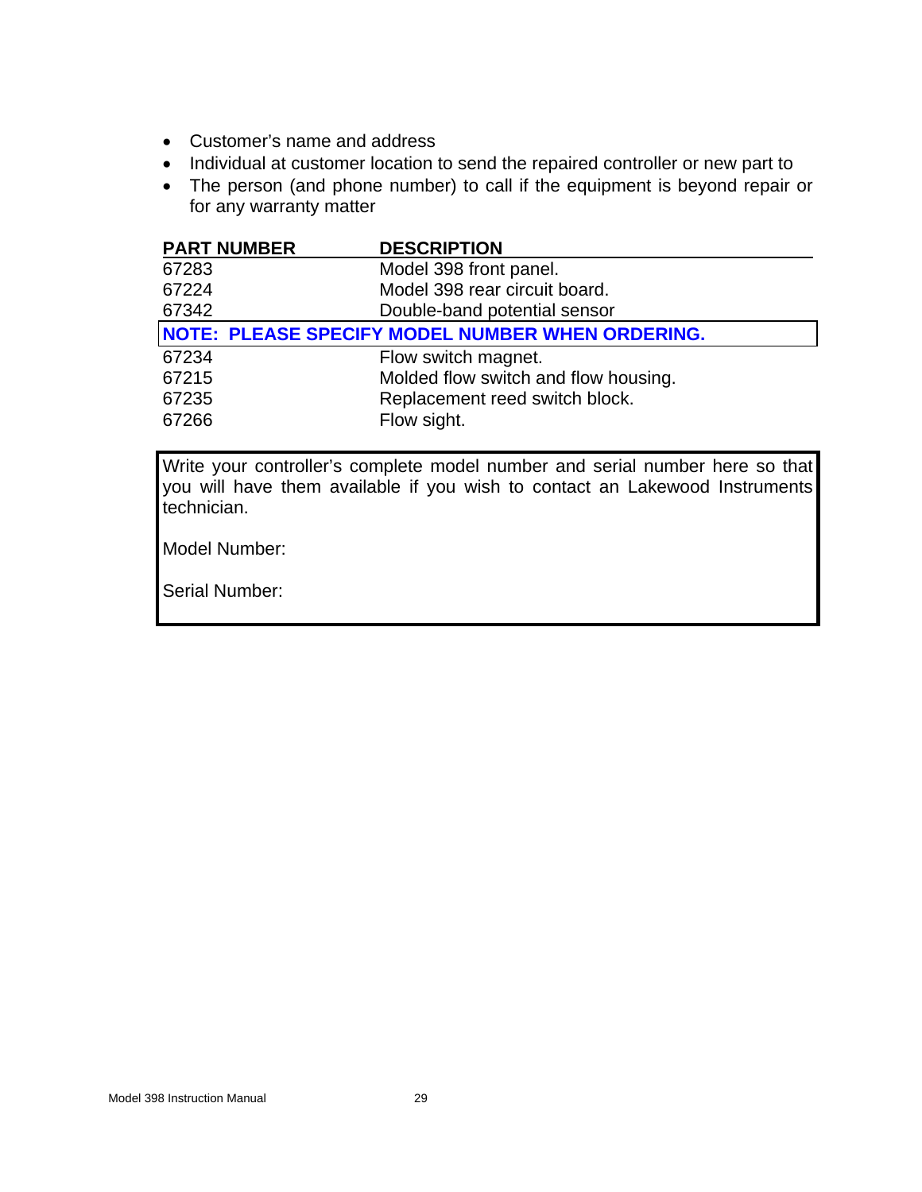- Customer's name and address
- Individual at customer location to send the repaired controller or new part to
- The person (and phone number) to call if the equipment is beyond repair or for any warranty matter

| PART NUMBER | DESCRIPTION |
|---|---|
| 67283 | Model 398 front panel. |
| 67224 | Model 398 rear circuit board. |
| 67342 | Double-band potential sensor |
| **NOTE: PLEASE SPECIFY MODEL NUMBER WHEN ORDERING.** | |
| 67234 | Flow switch magnet. |
| 67215 | Molded flow switch and flow housing. |
| 67235 | Replacement reed switch block. |
| 67266 | Flow sight. |

Write your controller's complete model number and serial number here so that you will have them available if you wish to contact an Lakewood Instruments technician.

Model Number:

Serial Number: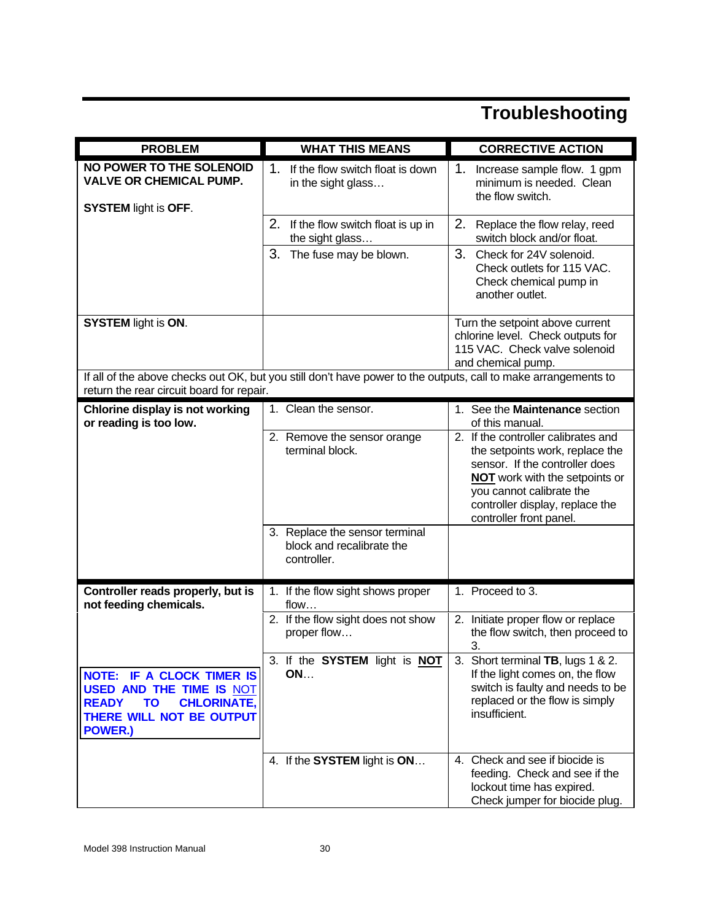# Troubleshooting

| PROBLEM | WHAT THIS MEANS | CORRECTIVE ACTION |
|---|---|---|
| **NO POWER TO THE SOLENOID VALVE OR CHEMICAL PUMP.** **SYSTEM** light is **OFF**. | 1. If the flow switch float is down in the sight glass… | 1. Increase sample flow. 1 gpm minimum is needed. Clean the flow switch. |
| | 2. If the flow switch float is up in the sight glass… | 2. Replace the flow relay, reed switch block and/or float. |
| | 3. The fuse may be blown. | 3. Check for 24V solenoid. Check outlets for 115 VAC. Check chemical pump in another outlet. |
| **SYSTEM** light is **ON**. | | Turn the setpoint above current chlorine level. Check outputs for 115 VAC. Check valve solenoid and chemical pump. |
| If all of the above checks out OK, but you still don't have power to the outputs, call to make arrangements to return the rear circuit board for repair. | | |
| **Chlorine display is not working or reading is too low.** | 1. Clean the sensor. | 1. See the **Maintenance** section of this manual. |
| | 2. Remove the sensor orange terminal block. | 2. If the controller calibrates and the setpoints work, replace the sensor. If the controller does **NOT** work with the setpoints or you cannot calibrate the controller display, replace the controller front panel. |
| | 3. Replace the sensor terminal block and recalibrate the controller. | |
| **Controller reads properly, but is not feeding chemicals.** | 1. If the flow sight shows proper flow… | 1. Proceed to 3. |
| | 2. If the flow sight does not show proper flow… | 2. Initiate proper flow or replace the flow switch, then proceed to 3. |
| **NOTE: IF A CLOCK TIMER IS USED AND THE TIME IS NOT READY TO CHLORINATE, THERE WILL NOT BE OUTPUT POWER.)** | 3. If the **SYSTEM** light is **NOT ON**… | 3. Short terminal **TB**, lugs 1 & 2. If the light comes on, the flow switch is faulty and needs to be replaced or the flow is simply insufficient. |
| | 4. If the **SYSTEM** light is **ON**… | 4. Check and see if biocide is feeding. Check and see if the lockout time has expired. Check jumper for biocide plug. |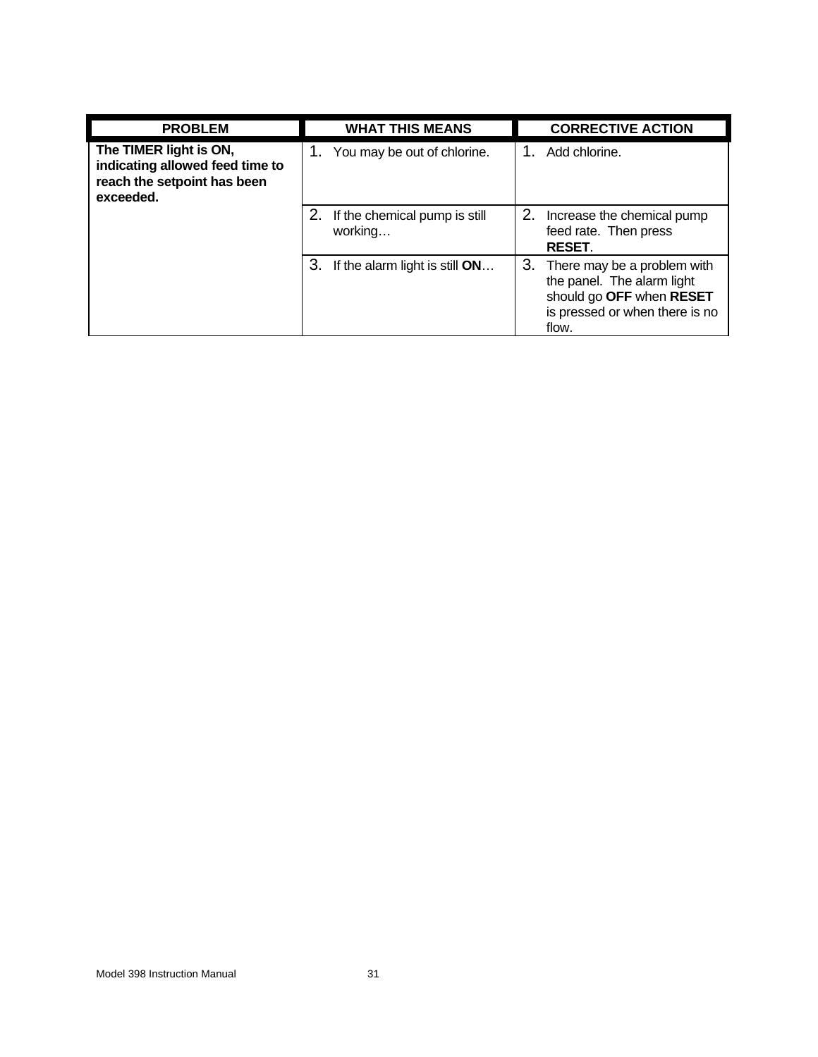| PROBLEM | WHAT THIS MEANS | CORRECTIVE ACTION |
|---|---|---|
| **The TIMER light is ON, indicating allowed feed time to reach the setpoint has been exceeded.** | 1. You may be out of chlorine. | 1. Add chlorine. |
| | 2. If the chemical pump is still working… | 2. Increase the chemical pump feed rate. Then press **RESET**. |
| | 3. If the alarm light is still **ON**… | 3. There may be a problem with the panel. The alarm light should go **OFF** when **RESET** is pressed or when there is no flow. |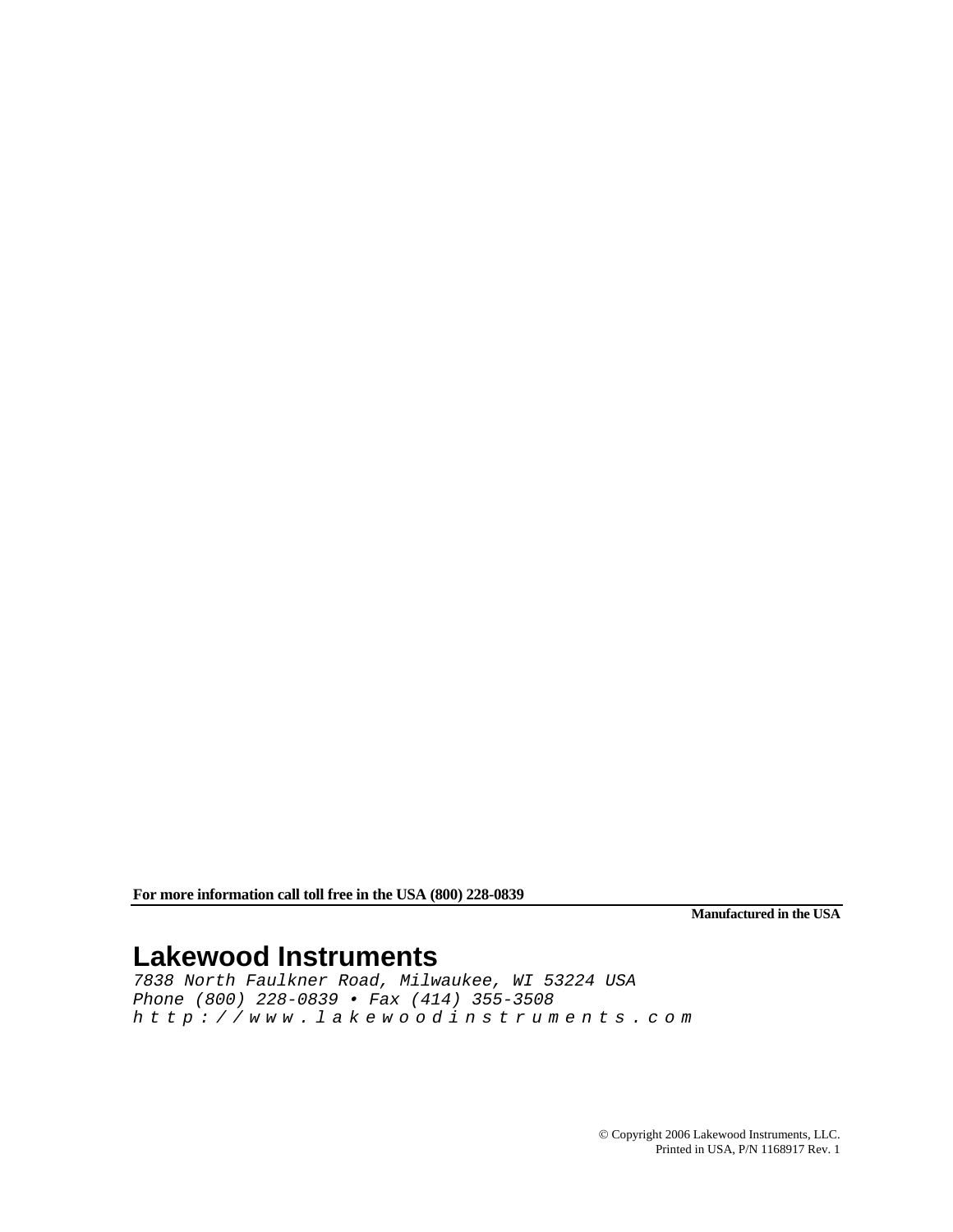**For more information call toll free in the USA (800) 228-0839**

**Manufactured in the USA**

# Lakewood Instruments

*7838 North Faulkner Road, Milwaukee, WI 53224 USA*
*Phone (800) 228-0839 • Fax (414) 355-3508*
*http://www.lakewoodinstruments.com*

© Copyright 2006 Lakewood Instruments, LLC.
Printed in USA, P/N 1168917 Rev. 1